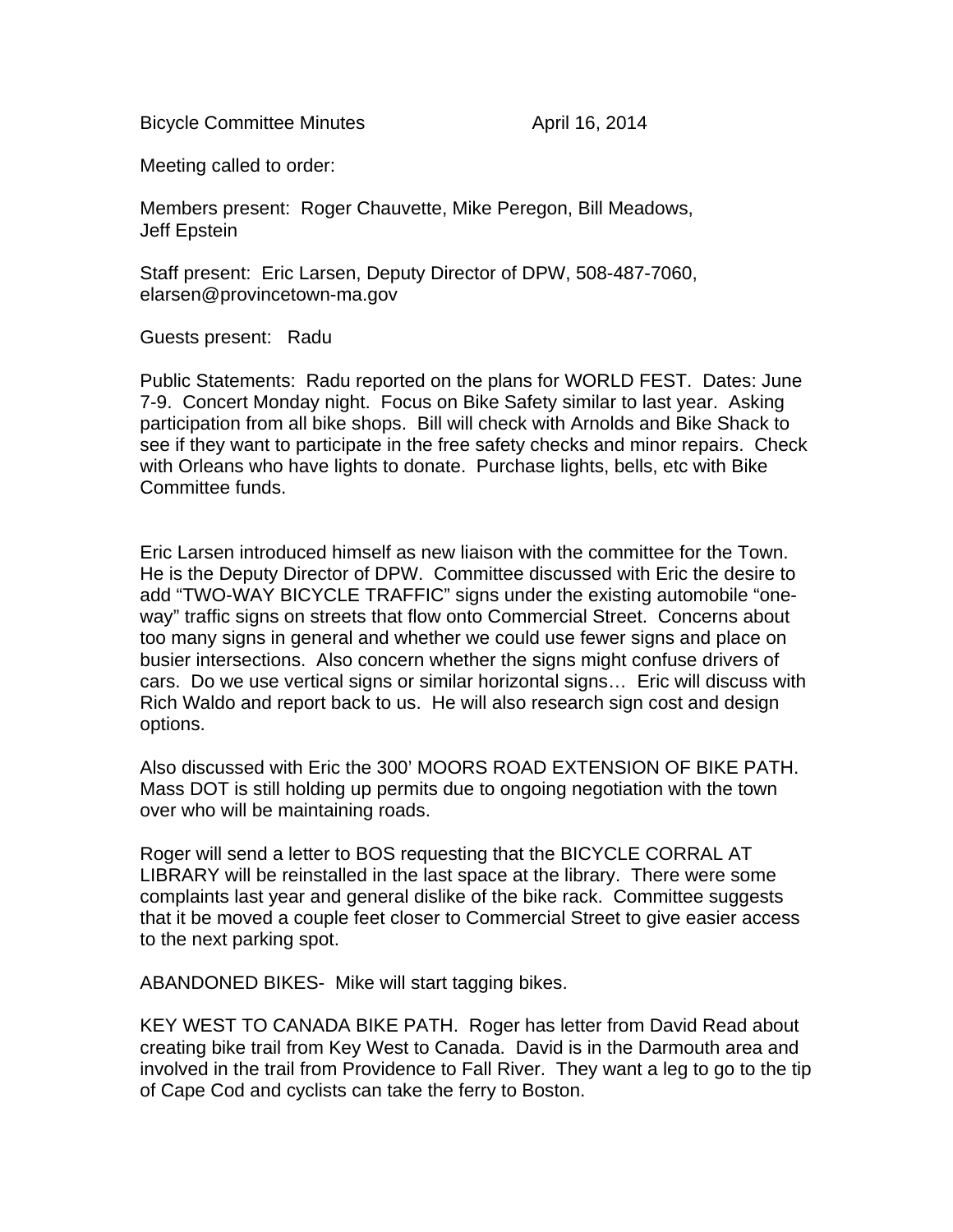Bicycle Committee Minutes April 16, 2014

Meeting called to order:

Members present: Roger Chauvette, Mike Peregon, Bill Meadows, Jeff Epstein

Staff present: Eric Larsen, Deputy Director of DPW, 508-487-7060, elarsen@provincetown-ma.gov

Guests present: Radu

Public Statements: Radu reported on the plans for WORLD FEST. Dates: June 7-9. Concert Monday night. Focus on Bike Safety similar to last year. Asking participation from all bike shops. Bill will check with Arnolds and Bike Shack to see if they want to participate in the free safety checks and minor repairs. Check with Orleans who have lights to donate. Purchase lights, bells, etc with Bike Committee funds.

Eric Larsen introduced himself as new liaison with the committee for the Town. He is the Deputy Director of DPW. Committee discussed with Eric the desire to add "TWO-WAY BICYCLE TRAFFIC" signs under the existing automobile "one-way" traffic signs on streets that flow onto Commercial Street. Concerns about too many signs in general and whether we could use fewer signs and place on busier intersections. Also concern whether the signs might confuse drivers of cars. Do we use vertical signs or similar horizontal signs… Eric will discuss with Rich Waldo and report back to us. He will also research sign cost and design options.

Also discussed with Eric the 300' MOORS ROAD EXTENSION OF BIKE PATH. Mass DOT is still holding up permits due to ongoing negotiation with the town over who will be maintaining roads.

Roger will send a letter to BOS requesting that the BICYCLE CORRAL AT LIBRARY will be reinstalled in the last space at the library. There were some complaints last year and general dislike of the bike rack. Committee suggests that it be moved a couple feet closer to Commercial Street to give easier access to the next parking spot.

ABANDONED BIKES- Mike will start tagging bikes.

KEY WEST TO CANADA BIKE PATH. Roger has letter from David Read about creating bike trail from Key West to Canada. David is in the Darmouth area and involved in the trail from Providence to Fall River. They want a leg to go to the tip of Cape Cod and cyclists can take the ferry to Boston.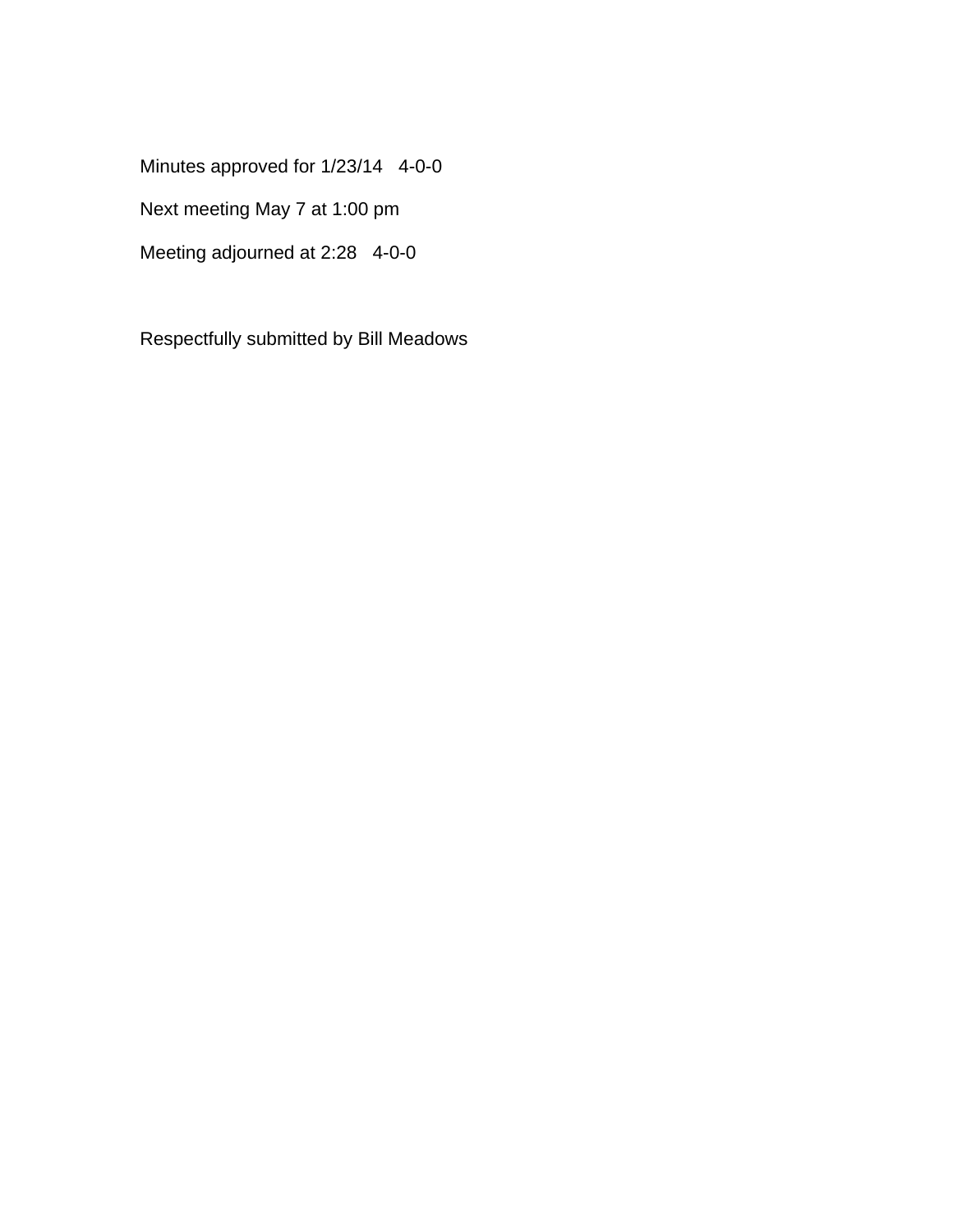Minutes approved for 1/23/14   4-0-0

Next meeting May 7 at 1:00 pm

Meeting adjourned at 2:28   4-0-0

Respectfully submitted by Bill Meadows